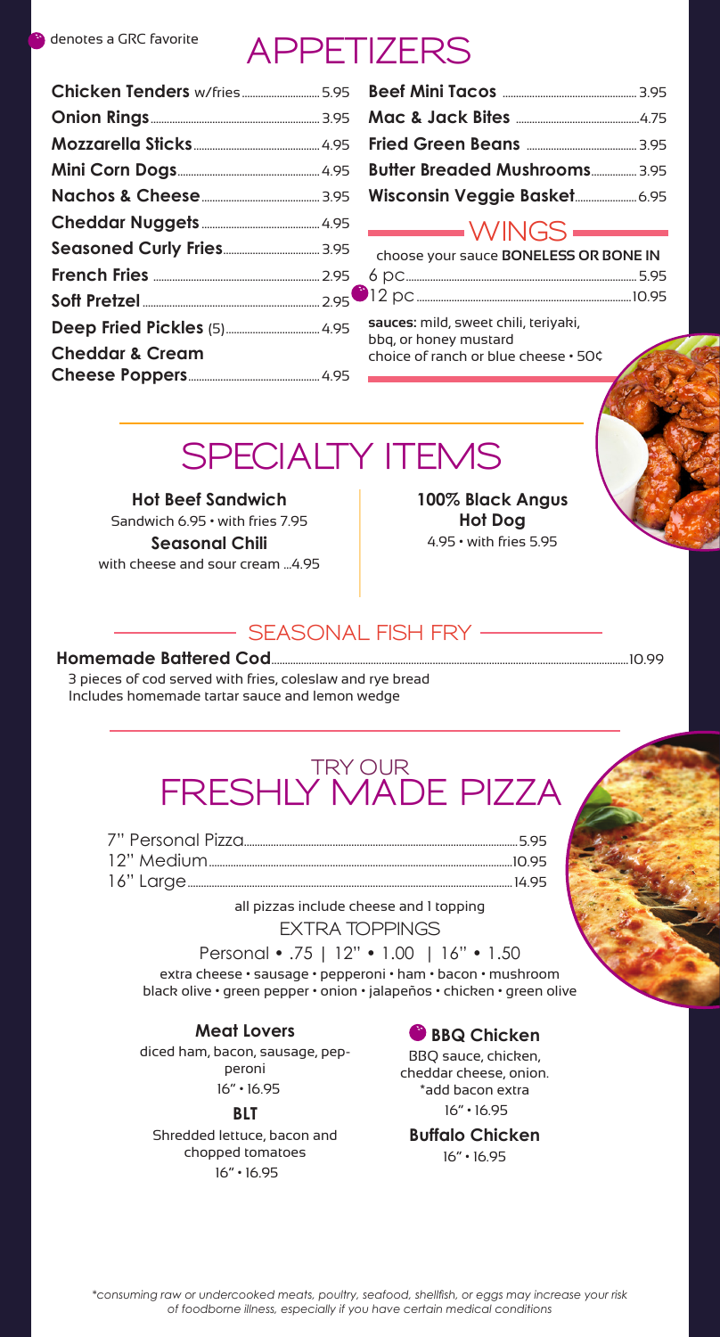denotes a GRC favorite

# APPETIZERS

- **Chicken Tenders** w/fries ........ 5.95
- **Onion Rings** ........ 3.95
- **Mozzarella Sticks** ........ 4.95
- **Mini Corn Dogs** ........ 4.95
- **Nachos & Cheese** ........ 3.95
- **Cheddar Nuggets** ........ 4.95
- **Seasoned Curly Fries** ........ 3.95
- **French Fries** ........ 2.95
- **Soft Pretzel** ........ 2.95
- **Deep Fried Pickles** (5) ........ 4.95
- **Cheddar & Cream Cheese Poppers** ........ 4.95
- **Beef Mini Tacos** ........ 3.95
- **Mac & Jack Bites** ........ 4.75
- **Fried Green Beans** ........ 3.95
- **Butter Breaded Mushrooms** ........ 3.95
- **Wisconsin Veggie Basket** ........ 6.95

## WINGS

choose your sauce **BONELESS OR BONE IN**

- 6 pc ........ 5.95
- 12 pc ........ 10.95 (GRC favorite)

**sauces:** mild, sweet chili, teriyaki, bbq, or honey mustard
choice of ranch or blue cheese • 50¢

# SPECIALTY ITEMS

**Hot Beef Sandwich**
Sandwich 6.95 • with fries 7.95

**Seasonal Chili**
with cheese and sour cream ...4.95

**100% Black Angus Hot Dog**
4.95 • with fries 5.95

## SEASONAL FISH FRY

**Homemade Battered Cod** ........ 10.99
3 pieces of cod served with fries, coleslaw and rye bread
Includes homemade tartar sauce and lemon wedge

# TRY OUR FRESHLY MADE PIZZA

- 7" Personal Pizza ........ 5.95
- 12" Medium ........ 10.95
- 16" Large ........ 14.95

all pizzas include cheese and 1 topping

### EXTRA TOPPINGS

Personal • .75 | 12" • 1.00 | 16" • 1.50

extra cheese • sausage • pepperoni • ham • bacon • mushroom
black olive • green pepper • onion • jalapeños • chicken • green olive

**Meat Lovers**
diced ham, bacon, sausage, pepperoni
16" • 16.95

**BLT**
Shredded lettuce, bacon and chopped tomatoes
16" • 16.95

**BBQ Chicken** (GRC favorite)
BBQ sauce, chicken, cheddar cheese, onion.
*add bacon extra
16" • 16.95

**Buffalo Chicken**
16" • 16.95

*\*consuming raw or undercooked meats, poultry, seafood, shellfish, or eggs may increase your risk of foodborne illness, especially if you have certain medical conditions*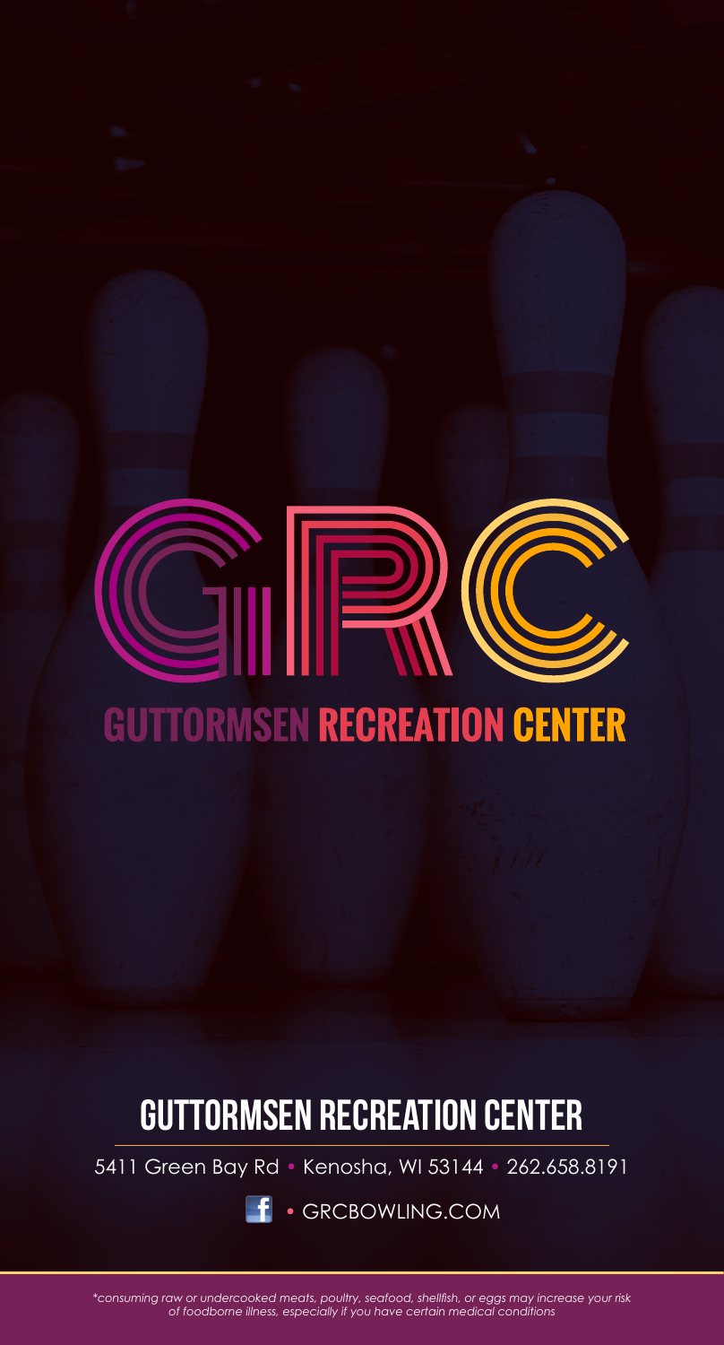# GRC

## GUTTORMSEN RECREATION CENTER

## GUTTORMSEN RECREATION CENTER

5411 Green Bay Rd • Kenosha, WI 53144 • 262.658.8191

• GRCBOWLING.COM

*\*consuming raw or undercooked meats, poultry, seafood, shellfish, or eggs may increase your risk of foodborne illness, especially if you have certain medical conditions*